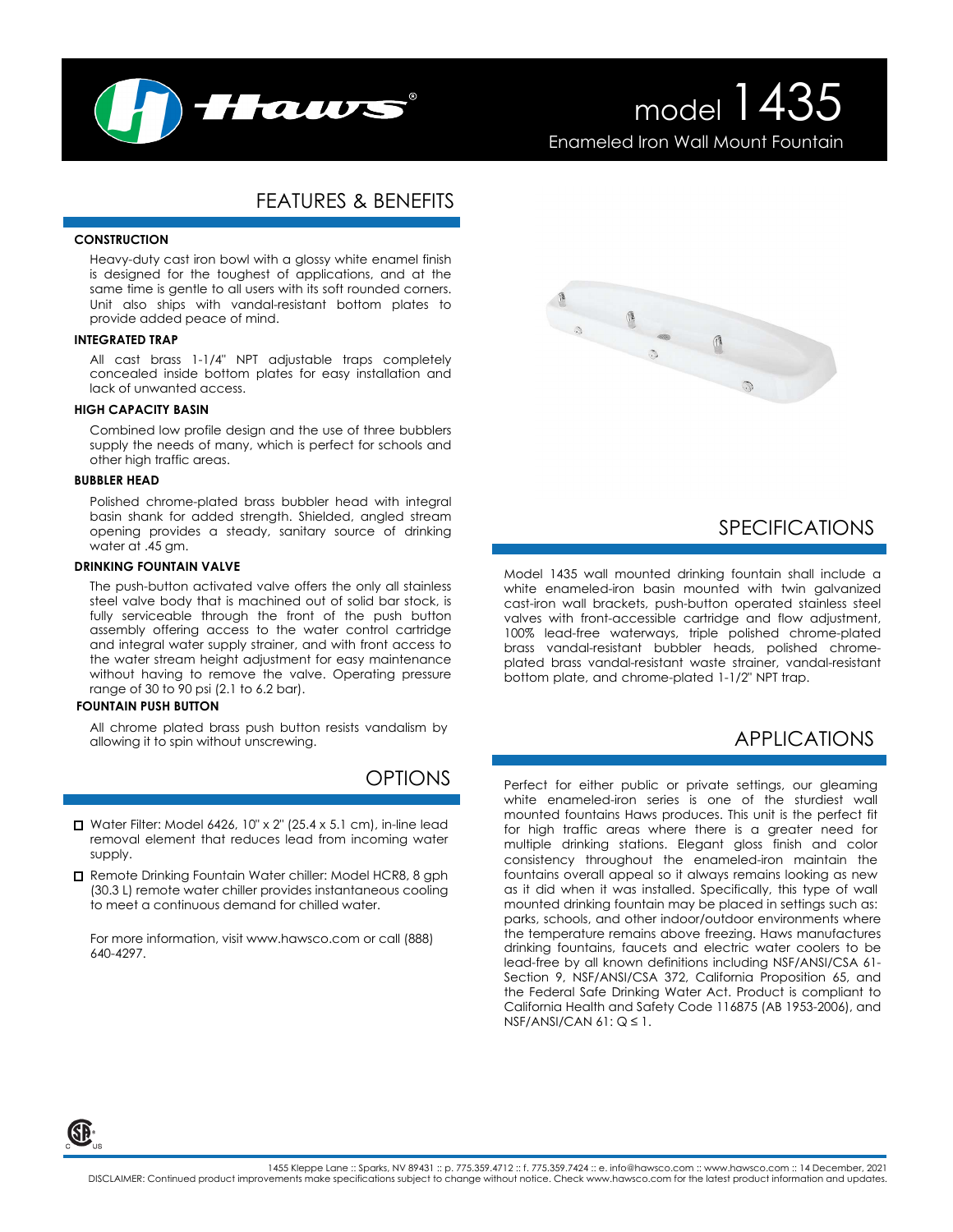# model 1435

Enameled Iron Wall Mount Fountain

## FEATURES & BENEFITS

### CONSTRUCTION

Heavy-duty cast iron bowl with a glossy white enamel finish is designed for the toughest of applications, and at the same time is gentle to all users with its soft rounded corners. Unit also ships with vandal-resistant bottom plates to provide added peace of mind.

### INTEGRATED TRAP

All cast brass 1-1/4" NPT adjustable traps completely concealed inside bottom plates for easy installation and lack of unwanted access.

### HIGH CAPACITY BASIN

Combined low profile design and the use of three bubblers supply the needs of many, which is perfect for schools and other high traffic areas.

### BUBBLER HEAD

Polished chrome-plated brass bubbler head with integral basin shank for added strength. Shielded, angled stream opening provides a steady, sanitary source of drinking water at .45 gm.

### DRINKING FOUNTAIN VALVE

The push-button activated valve offers the only all stainless steel valve body that is machined out of solid bar stock, is fully serviceable through the front of the push button assembly offering access to the water control cartridge and integral water supply strainer, and with front access to the water stream height adjustment for easy maintenance without having to remove the valve. Operating pressure range of 30 to 90 psi (2.1 to 6.2 bar).

### FOUNTAIN PUSH BUTTON

All chrome plated brass push button resists vandalism by allowing it to spin without unscrewing.

## OPTIONS

- ☐ Water Filter: Model 6426, 10" x 2" (25.4 x 5.1 cm), in-line lead removal element that reduces lead from incoming water supply.
- ☐ Remote Drinking Fountain Water chiller: Model HCR8, 8 gph (30.3 L) remote water chiller provides instantaneous cooling to meet a continuous demand for chilled water.

For more information, visit www.hawsco.com or call (888) 640-4297.

## SPECIFICATIONS

Model 1435 wall mounted drinking fountain shall include a white enameled-iron basin mounted with twin galvanized cast-iron wall brackets, push-button operated stainless steel valves with front-accessible cartridge and flow adjustment, 100% lead-free waterways, triple polished chrome-plated brass vandal-resistant bubbler heads, polished chrome-plated brass vandal-resistant waste strainer, vandal-resistant bottom plate, and chrome-plated 1-1/2" NPT trap.

## APPLICATIONS

Perfect for either public or private settings, our gleaming white enameled-iron series is one of the sturdiest wall mounted fountains Haws produces. This unit is the perfect fit for high traffic areas where there is a greater need for multiple drinking stations. Elegant gloss finish and color consistency throughout the enameled-iron maintain the fountains overall appeal so it always remains looking as new as it did when it was installed. Specifically, this type of wall mounted drinking fountain may be placed in settings such as: parks, schools, and other indoor/outdoor environments where the temperature remains above freezing. Haws manufactures drinking fountains, faucets and electric water coolers to be lead-free by all known definitions including NSF/ANSI/CSA 61-Section 9, NSF/ANSI/CSA 372, California Proposition 65, and the Federal Safe Drinking Water Act. Product is compliant to California Health and Safety Code 116875 (AB 1953-2006), and NSF/ANSI/CAN 61: Q ≤ 1.

1455 Kleppe Lane :: Sparks, NV 89431 :: p. 775.359.4712 :: f. 775.359.7424 :: e. info@hawsco.com :: www.hawsco.com :: 14 December, 2021

DISCLAIMER: Continued product improvements make specifications subject to change without notice. Check www.hawsco.com for the latest product information and updates.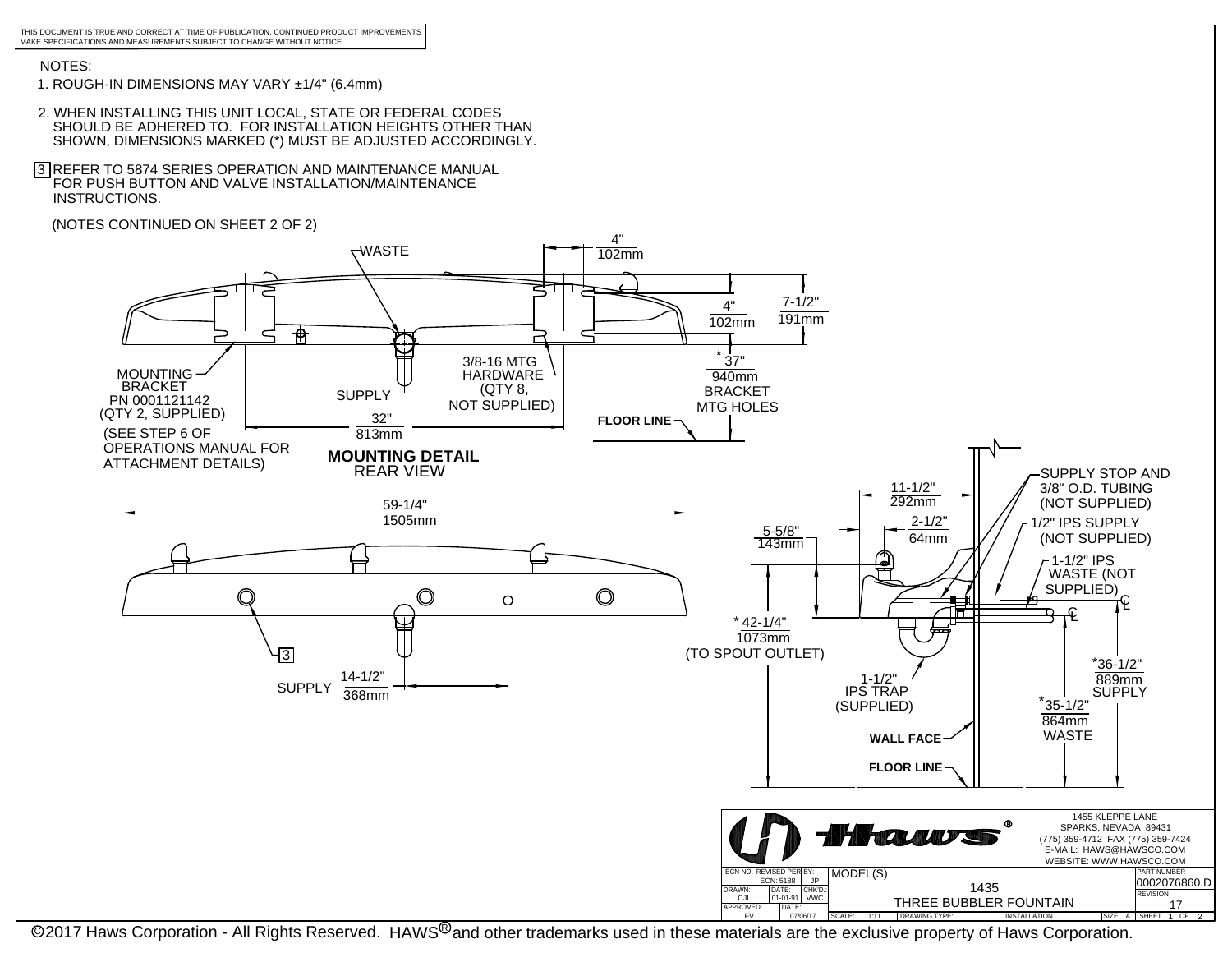THIS DOCUMENT IS TRUE AND CORRECT AT TIME OF PUBLICATION. CONTINUED PRODUCT IMPROVEMENTS MAKE SPECIFICATIONS AND MEASUREMENTS SUBJECT TO CHANGE WITHOUT NOTICE.

NOTES:

1. ROUGH-IN DIMENSIONS MAY VARY ±1/4" (6.4mm)
2. WHEN INSTALLING THIS UNIT LOCAL, STATE OR FEDERAL CODES SHOULD BE ADHERED TO. FOR INSTALLATION HEIGHTS OTHER THAN SHOWN, DIMENSIONS MARKED (*) MUST BE ADJUSTED ACCORDINGLY.
3. REFER TO 5874 SERIES OPERATION AND MAINTENANCE MANUAL FOR PUSH BUTTON AND VALVE INSTALLATION/MAINTENANCE INSTRUCTIONS.

(NOTES CONTINUED ON SHEET 2 OF 2)

WASTE

4" 102mm

4" 102mm

7-1/2" 191mm

MOUNTING BRACKET PN 0001121142 (QTY 2, SUPPLIED) (SEE STEP 6 OF OPERATIONS MANUAL FOR ATTACHMENT DETAILS)

SUPPLY

3/8-16 MTG HARDWARE (QTY 8, NOT SUPPLIED)

* 37" 940mm BRACKET MTG HOLES

FLOOR LINE

32" 813mm

**MOUNTING DETAIL**
REAR VIEW

59-1/4" 1505mm

3

SUPPLY 14-1/2" 368mm

11-1/2" 292mm

2-1/2" 64mm

5-5/8" 143mm

* 42-1/4" 1073mm (TO SPOUT OUTLET)

SUPPLY STOP AND 3/8" O.D. TUBING (NOT SUPPLIED)

1/2" IPS SUPPLY (NOT SUPPLIED)

1-1/2" IPS WASTE (NOT SUPPLIED)

1-1/2" IPS TRAP (SUPPLIED)

*36-1/2" 889mm SUPPLY

*35-1/2" 864mm WASTE

WALL FACE

FLOOR LINE

Haws®

1455 KLEPPE LANE
SPARKS, NEVADA 89431
(775) 359-4712 FAX (775) 359-7424
E-MAIL: HAWS@HAWSCO.COM
WEBSITE: WWW.HAWSCO.COM

| ECN NO. | REVISED PER | BY: | MODEL(S) | PART NUMBER |
|---|---|---|---|---|
| . | ECN: 5188 | JP | 1435 | 0002076860.D |
| DRAWN: CJL | DATE: 01-01-91 | CHK'D.: VWC | THREE BUBBLER FOUNTAIN | REVISION 17 |
| APPROVED: FV | DATE: 07/06/17 | | SCALE: 1:11 DRAWING TYPE: INSTALLATION SIZE: A | SHEET 1 OF 2 |

©2017 Haws Corporation - All Rights Reserved. HAWS® and other trademarks used in these materials are the exclusive property of Haws Corporation.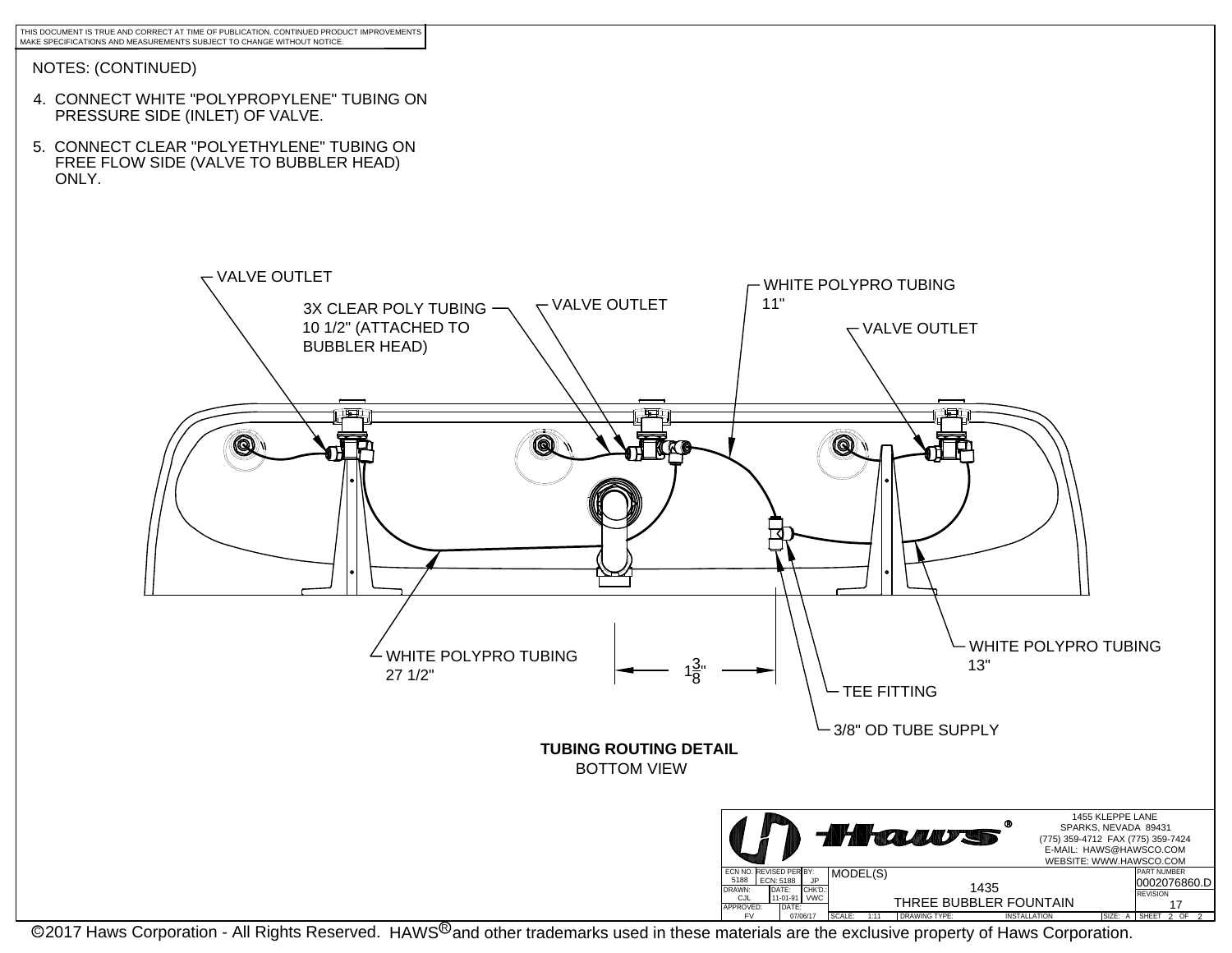THIS DOCUMENT IS TRUE AND CORRECT AT TIME OF PUBLICATION. CONTINUED PRODUCT IMPROVEMENTS MAKE SPECIFICATIONS AND MEASUREMENTS SUBJECT TO CHANGE WITHOUT NOTICE.

NOTES: (CONTINUED)

4. CONNECT WHITE "POLYPROPYLENE" TUBING ON PRESSURE SIDE (INLET) OF VALVE.
5. CONNECT CLEAR "POLYETHYLENE" TUBING ON FREE FLOW SIDE (VALVE TO BUBBLER HEAD) ONLY.

VALVE OUTLET

3X CLEAR POLY TUBING 10 1/2" (ATTACHED TO BUBBLER HEAD)

VALVE OUTLET

WHITE POLYPRO TUBING 11"

VALVE OUTLET

WHITE POLYPRO TUBING 27 1/2"

$1\frac{3}{8}$"

WHITE POLYPRO TUBING 13"

TEE FITTING

3/8" OD TUBE SUPPLY

**TUBING ROUTING DETAIL**
BOTTOM VIEW

Haws®

1455 KLEPPE LANE
SPARKS, NEVADA 89431
(775) 359-4712 FAX (775) 359-7424
E-MAIL: HAWS@HAWSCO.COM
WEBSITE: WWW.HAWSCO.COM

| | | | | | | |
|---|---|---|---|---|---|---|
| ECN NO. 5188 | REVISED PER ECN: 5188 | BY: JP | MODEL(S) | | | PART NUMBER 0002076860.D |
| DRAWN: CJL | DATE: 11-01-91 | CHK'D.: VWC | 1435 THREE BUBBLER FOUNTAIN | | | REVISION 17 |
| APPROVED: FV | DATE: 07/06/17 | | SCALE: 1:11 | DRAWING TYPE: INSTALLATION | SIZE: A | SHEET 2 OF 2 |

©2017 Haws Corporation - All Rights Reserved. HAWS® and other trademarks used in these materials are the exclusive property of Haws Corporation.